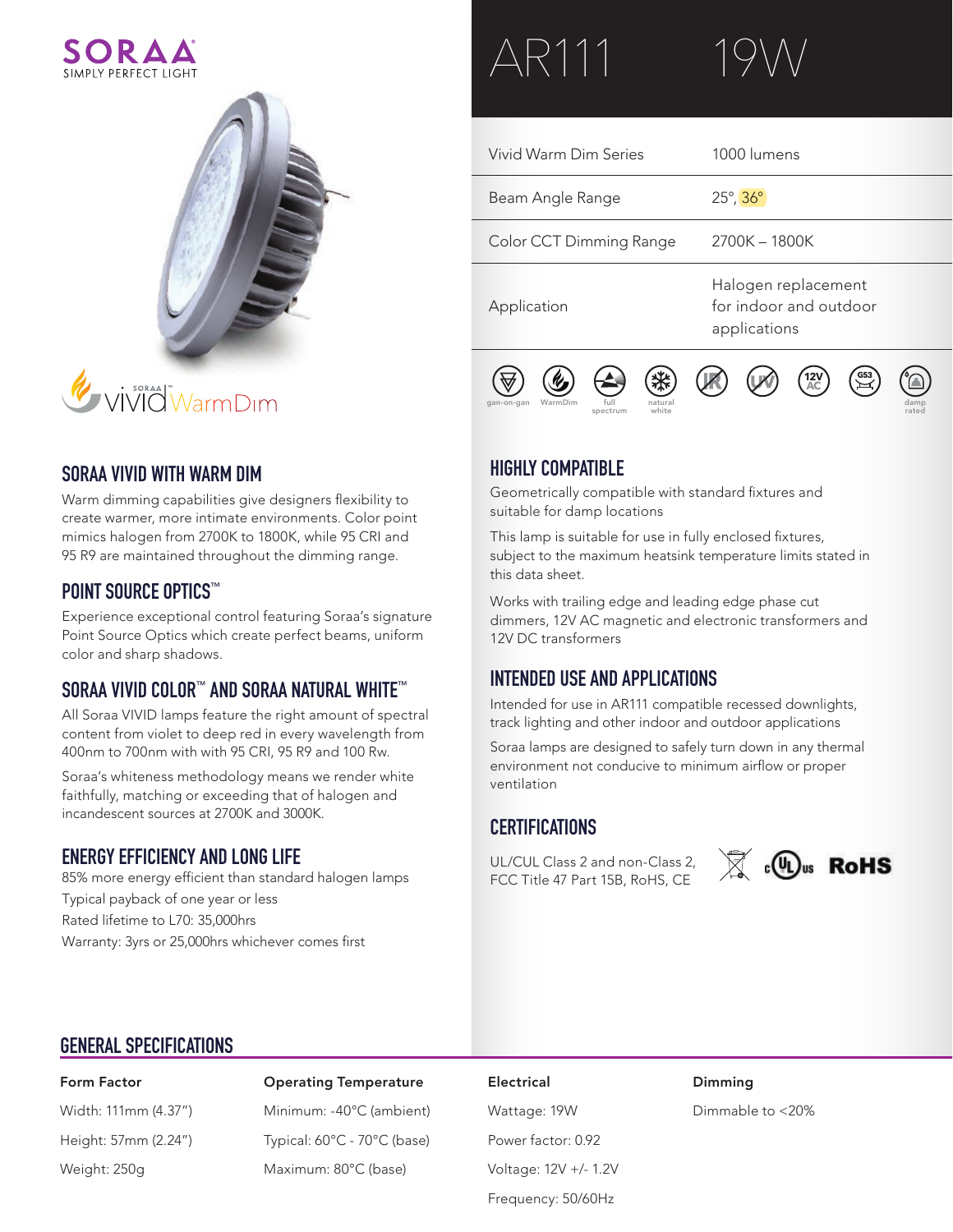SORAA
SIMPLY PERFECT LIGHT

# AR111 19W

| | |
|---|---|
| Vivid Warm Dim Series | 1000 lumens |
| Beam Angle Range | 25°, 36° |
| Color CCT Dimming Range | 2700K – 1800K |
| Application | Halogen replacement for indoor and outdoor applications |

gan-on-gan, WarmDim, full spectrum, natural white, IR, UV, 12V AC, G53, damp rated

SORAA VIVID WarmDim

## SORAA VIVID WITH WARM DIM

Warm dimming capabilities give designers flexibility to create warmer, more intimate environments. Color point mimics halogen from 2700K to 1800K, while 95 CRI and 95 R9 are maintained throughout the dimming range.

## POINT SOURCE OPTICS™

Experience exceptional control featuring Soraa's signature Point Source Optics which create perfect beams, uniform color and sharp shadows.

## SORAA VIVID COLOR™ AND SORAA NATURAL WHITE™

All Soraa VIVID lamps feature the right amount of spectral content from violet to deep red in every wavelength from 400nm to 700nm with with 95 CRI, 95 R9 and 100 Rw.

Soraa's whiteness methodology means we render white faithfully, matching or exceeding that of halogen and incandescent sources at 2700K and 3000K.

## ENERGY EFFICIENCY AND LONG LIFE

85% more energy efficient than standard halogen lamps
Typical payback of one year or less
Rated lifetime to L70: 35,000hrs
Warranty: 3yrs or 25,000hrs whichever comes first

## HIGHLY COMPATIBLE

Geometrically compatible with standard fixtures and suitable for damp locations

This lamp is suitable for use in fully enclosed fixtures, subject to the maximum heatsink temperature limits stated in this data sheet.

Works with trailing edge and leading edge phase cut dimmers, 12V AC magnetic and electronic transformers and 12V DC transformers

## INTENDED USE AND APPLICATIONS

Intended for use in AR111 compatible recessed downlights, track lighting and other indoor and outdoor applications

Soraa lamps are designed to safely turn down in any thermal environment not conducive to minimum airflow or proper ventilation

## CERTIFICATIONS

UL/CUL Class 2 and non-Class 2, FCC Title 47 Part 15B, RoHS, CE

c UL us RoHS

## GENERAL SPECIFICATIONS

| Form Factor | Operating Temperature | Electrical | Dimming |
|---|---|---|---|
| Width: 111mm (4.37") | Minimum: -40°C (ambient) | Wattage: 19W | Dimmable to <20% |
| Height: 57mm (2.24") | Typical: 60°C - 70°C (base) | Power factor: 0.92 | |
| Weight: 250g | Maximum: 80°C (base) | Voltage: 12V +/- 1.2V | |
| | | Frequency: 50/60Hz | |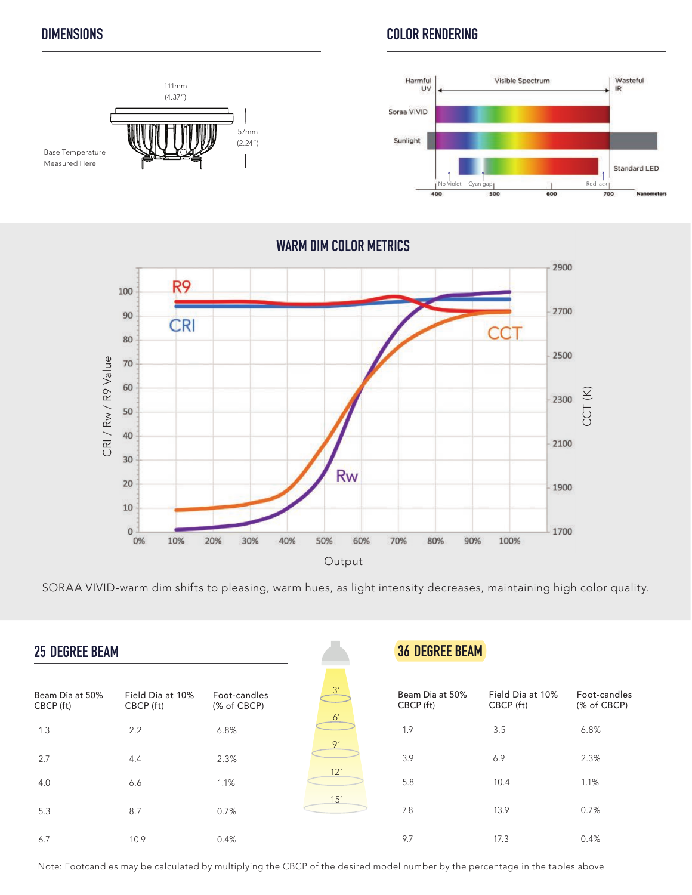## DIMENSIONS

111mm (4.37")

57mm (2.24")

Base Temperature Measured Here

## COLOR RENDERING

Harmful UV | Visible Spectrum | Wasteful IR

Soraa VIVID

Sunlight

Standard LED

No Violet | Cyan gap | Red lack

400 | 500 | 600 | 700 Nanometers

## WARM DIM COLOR METRICS

SORAA VIVID-warm dim shifts to pleasing, warm hues, as light intensity decreases, maintaining high color quality.

## 25 DEGREE BEAM

| Beam Dia at 50% CBCP (ft) | Field Dia at 10% CBCP (ft) | Foot-candles (% of CBCP) |
|---|---|---|
| 1.3 | 2.2 | 6.8% |
| 2.7 | 4.4 | 2.3% |
| 4.0 | 6.6 | 1.1% |
| 5.3 | 8.7 | 0.7% |
| 6.7 | 10.9 | 0.4% |

3' | 6' | 9' | 12' | 15'

## 36 DEGREE BEAM

| Beam Dia at 50% CBCP (ft) | Field Dia at 10% CBCP (ft) | Foot-candles (% of CBCP) |
|---|---|---|
| 1.9 | 3.5 | 6.8% |
| 3.9 | 6.9 | 2.3% |
| 5.8 | 10.4 | 1.1% |
| 7.8 | 13.9 | 0.7% |
| 9.7 | 17.3 | 0.4% |

Note: Footcandles may be calculated by multiplying the CBCP of the desired model number by the percentage in the tables above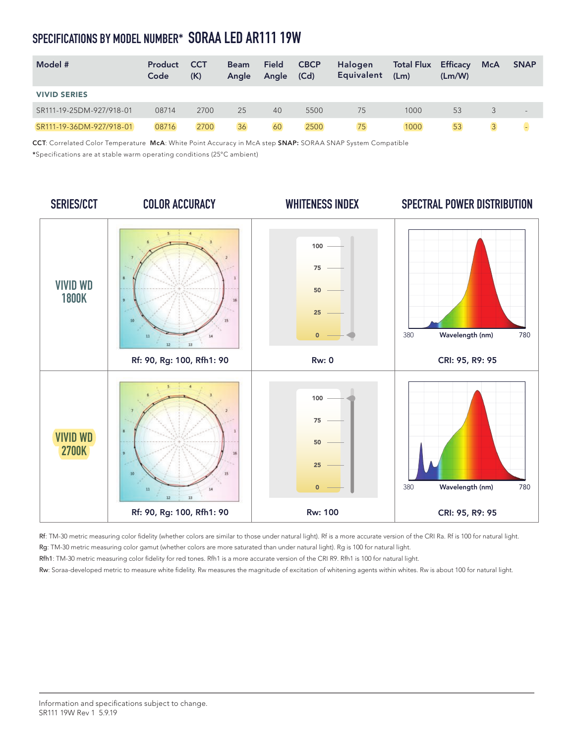# SPECIFICATIONS BY MODEL NUMBER* SORAA LED AR111 19W

| Model # | Product Code | CCT (K) | Beam Angle | Field Angle | CBCP (Cd) | Halogen Equivalent | Total Flux (Lm) | Efficacy (Lm/W) | McA | SNAP |
|---|---|---|---|---|---|---|---|---|---|---|
| **VIVID SERIES** | | | | | | | | | | |
| SR111-19-25DM-927/918-01 | 08714 | 2700 | 25 | 40 | 5500 | 75 | 1000 | 53 | 3 | - |
| SR111-19-36DM-927/918-01 | 08716 | 2700 | 36 | 60 | 2500 | 75 | 1000 | 53 | 3 | - |

**CCT**: Correlated Color Temperature **McA**: White Point Accuracy in McA step **SNAP:** SORAA SNAP System Compatible

*Specifications are at stable warm operating conditions (25°C ambient)

| SERIES/CCT | COLOR ACCURACY | WHITENESS INDEX | SPECTRAL POWER DISTRIBUTION |
|---|---|---|---|
| VIVID WD 1800K | Rf: 90, Rg: 100, Rfh1: 90 | Rw: 0 | CRI: 95, R9: 95 |
| VIVID WD 2700K | Rf: 90, Rg: 100, Rfh1: 90 | Rw: 100 | CRI: 95, R9: 95 |

1 2 3 4 5 6 7 8 9 10 11 12 13 14 15 16

100
75
50
25
0

380 Wavelength (nm) 780

**Rf**: TM-30 metric measuring color fidelity (whether colors are similar to those under natural light). Rf is a more accurate version of the CRI Ra. Rf is 100 for natural light.

**Rg**: TM-30 metric measuring color gamut (whether colors are more saturated than under natural light). Rg is 100 for natural light.

**Rfh1**: TM-30 metric measuring color fidelity for red tones. Rfh1 is a more accurate version of the CRI R9. Rfh1 is 100 for natural light.

**Rw**: Soraa-developed metric to measure white fidelity. Rw measures the magnitude of excitation of whitening agents within whites. Rw is about 100 for natural light.

Information and specifications subject to change.
SR111 19W Rev 1 5.9.19